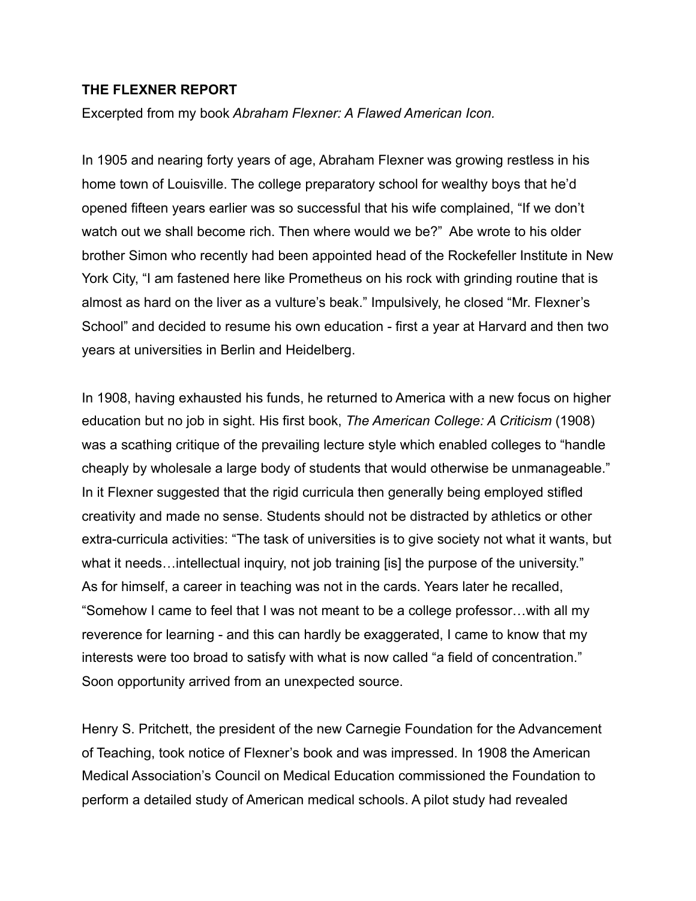**THE FLEXNER REPORT**

Excerpted from my book *Abraham Flexner: A Flawed American Icon.*

In 1905 and nearing forty years of age, Abraham Flexner was growing restless in his home town of Louisville. The college preparatory school for wealthy boys that he'd opened fifteen years earlier was so successful that his wife complained, "If we don't watch out we shall become rich. Then where would we be?" Abe wrote to his older brother Simon who recently had been appointed head of the Rockefeller Institute in New York City, "I am fastened here like Prometheus on his rock with grinding routine that is almost as hard on the liver as a vulture's beak." Impulsively, he closed "Mr. Flexner's School" and decided to resume his own education - first a year at Harvard and then two years at universities in Berlin and Heidelberg.

In 1908, having exhausted his funds, he returned to America with a new focus on higher education but no job in sight. His first book, *The American College: A Criticism* (1908) was a scathing critique of the prevailing lecture style which enabled colleges to "handle cheaply by wholesale a large body of students that would otherwise be unmanageable." In it Flexner suggested that the rigid curricula then generally being employed stifled creativity and made no sense. Students should not be distracted by athletics or other extra-curricula activities: "The task of universities is to give society not what it wants, but what it needs…intellectual inquiry, not job training [is] the purpose of the university." As for himself, a career in teaching was not in the cards. Years later he recalled, "Somehow I came to feel that I was not meant to be a college professor…with all my reverence for learning - and this can hardly be exaggerated, I came to know that my interests were too broad to satisfy with what is now called "a field of concentration." Soon opportunity arrived from an unexpected source.

Henry S. Pritchett, the president of the new Carnegie Foundation for the Advancement of Teaching, took notice of Flexner's book and was impressed. In 1908 the American Medical Association's Council on Medical Education commissioned the Foundation to perform a detailed study of American medical schools. A pilot study had revealed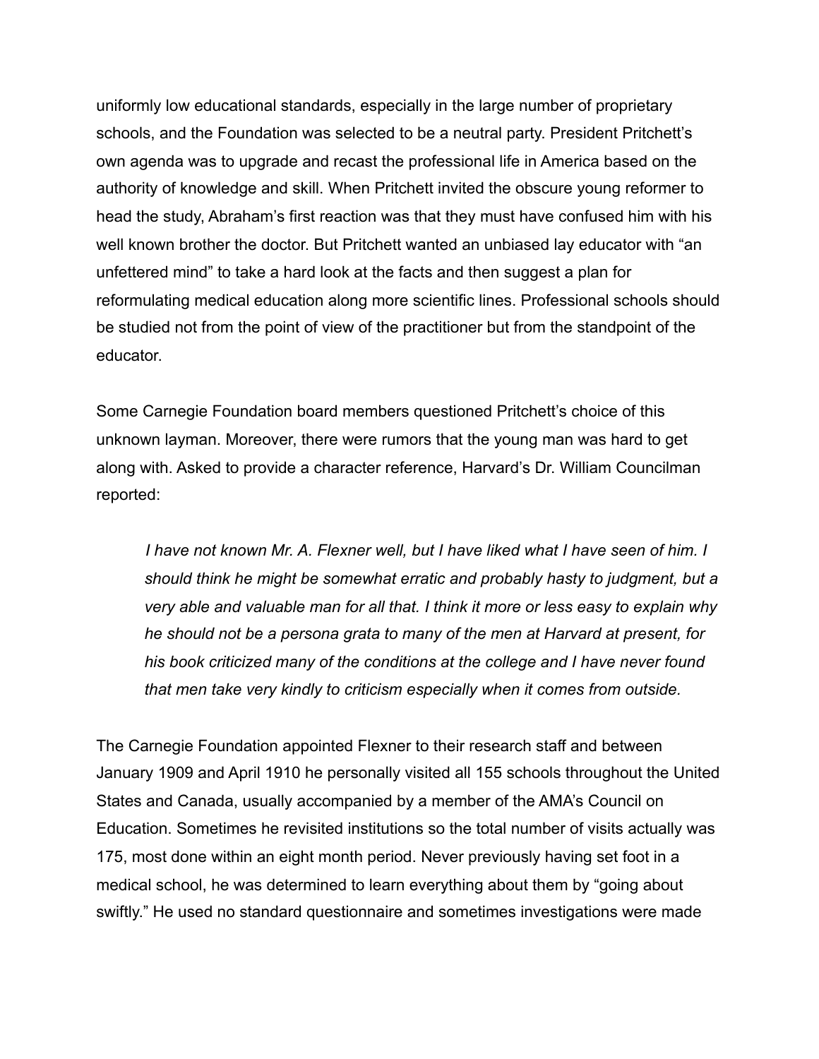uniformly low educational standards, especially in the large number of proprietary schools, and the Foundation was selected to be a neutral party. President Pritchett's own agenda was to upgrade and recast the professional life in America based on the authority of knowledge and skill. When Pritchett invited the obscure young reformer to head the study, Abraham's first reaction was that they must have confused him with his well known brother the doctor. But Pritchett wanted an unbiased lay educator with "an unfettered mind" to take a hard look at the facts and then suggest a plan for reformulating medical education along more scientific lines. Professional schools should be studied not from the point of view of the practitioner but from the standpoint of the educator.

Some Carnegie Foundation board members questioned Pritchett's choice of this unknown layman. Moreover, there were rumors that the young man was hard to get along with. Asked to provide a character reference, Harvard's Dr. William Councilman reported:

> *I have not known Mr. A. Flexner well, but I have liked what I have seen of him. I should think he might be somewhat erratic and probably hasty to judgment, but a very able and valuable man for all that. I think it more or less easy to explain why he should not be a persona grata to many of the men at Harvard at present, for his book criticized many of the conditions at the college and I have never found that men take very kindly to criticism especially when it comes from outside.*

The Carnegie Foundation appointed Flexner to their research staff and between January 1909 and April 1910 he personally visited all 155 schools throughout the United States and Canada, usually accompanied by a member of the AMA's Council on Education. Sometimes he revisited institutions so the total number of visits actually was 175, most done within an eight month period. Never previously having set foot in a medical school, he was determined to learn everything about them by "going about swiftly." He used no standard questionnaire and sometimes investigations were made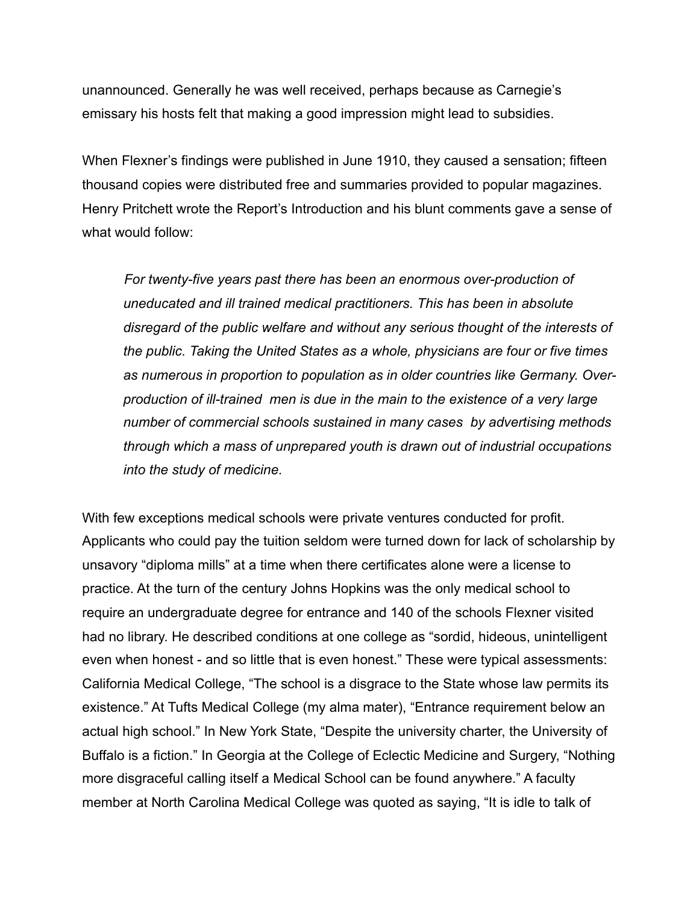unannounced. Generally he was well received, perhaps because as Carnegie's emissary his hosts felt that making a good impression might lead to subsidies.

When Flexner's findings were published in June 1910, they caused a sensation; fifteen thousand copies were distributed free and summaries provided to popular magazines. Henry Pritchett wrote the Report's Introduction and his blunt comments gave a sense of what would follow:

> *For twenty-five years past there has been an enormous over-production of uneducated and ill trained medical practitioners. This has been in absolute disregard of the public welfare and without any serious thought of the interests of the public. Taking the United States as a whole, physicians are four or five times as numerous in proportion to population as in older countries like Germany. Over-production of ill-trained men is due in the main to the existence of a very large number of commercial schools sustained in many cases by advertising methods through which a mass of unprepared youth is drawn out of industrial occupations into the study of medicine.*

With few exceptions medical schools were private ventures conducted for profit. Applicants who could pay the tuition seldom were turned down for lack of scholarship by unsavory "diploma mills" at a time when there certificates alone were a license to practice. At the turn of the century Johns Hopkins was the only medical school to require an undergraduate degree for entrance and 140 of the schools Flexner visited had no library. He described conditions at one college as "sordid, hideous, unintelligent even when honest - and so little that is even honest." These were typical assessments: California Medical College, "The school is a disgrace to the State whose law permits its existence." At Tufts Medical College (my alma mater), "Entrance requirement below an actual high school." In New York State, "Despite the university charter, the University of Buffalo is a fiction." In Georgia at the College of Eclectic Medicine and Surgery, "Nothing more disgraceful calling itself a Medical School can be found anywhere." A faculty member at North Carolina Medical College was quoted as saying, "It is idle to talk of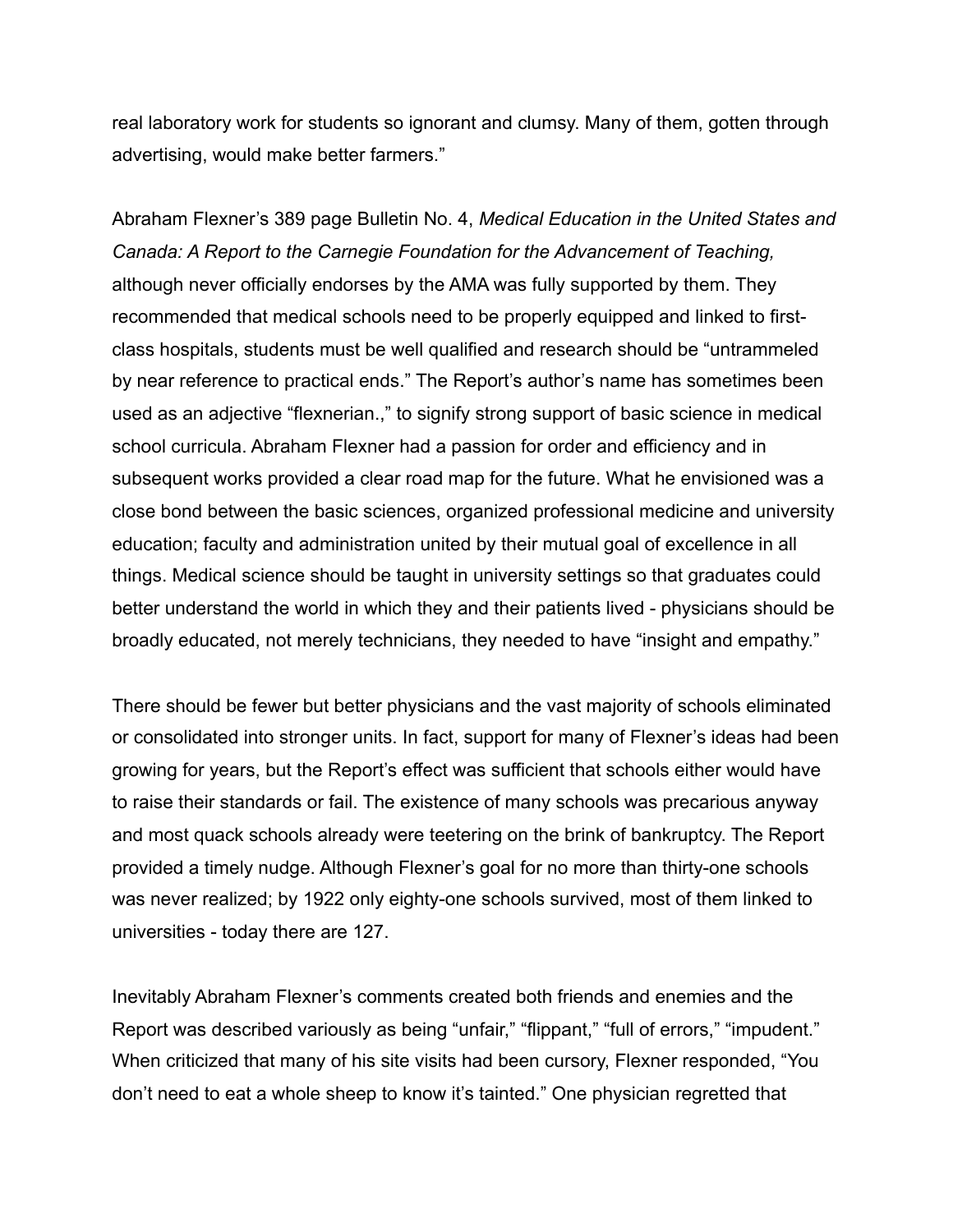real laboratory work for students so ignorant and clumsy. Many of them, gotten through advertising, would make better farmers."

Abraham Flexner's 389 page Bulletin No. 4, *Medical Education in the United States and Canada: A Report to the Carnegie Foundation for the Advancement of Teaching,* although never officially endorses by the AMA was fully supported by them. They recommended that medical schools need to be properly equipped and linked to first-class hospitals, students must be well qualified and research should be "untrammeled by near reference to practical ends." The Report's author's name has sometimes been used as an adjective "flexnerian.," to signify strong support of basic science in medical school curricula. Abraham Flexner had a passion for order and efficiency and in subsequent works provided a clear road map for the future. What he envisioned was a close bond between the basic sciences, organized professional medicine and university education; faculty and administration united by their mutual goal of excellence in all things. Medical science should be taught in university settings so that graduates could better understand the world in which they and their patients lived - physicians should be broadly educated, not merely technicians, they needed to have "insight and empathy."

There should be fewer but better physicians and the vast majority of schools eliminated or consolidated into stronger units. In fact, support for many of Flexner's ideas had been growing for years, but the Report's effect was sufficient that schools either would have to raise their standards or fail. The existence of many schools was precarious anyway and most quack schools already were teetering on the brink of bankruptcy. The Report provided a timely nudge. Although Flexner's goal for no more than thirty-one schools was never realized; by 1922 only eighty-one schools survived, most of them linked to universities - today there are 127.

Inevitably Abraham Flexner's comments created both friends and enemies and the Report was described variously as being "unfair," "flippant," "full of errors," "impudent." When criticized that many of his site visits had been cursory, Flexner responded, "You don't need to eat a whole sheep to know it's tainted." One physician regretted that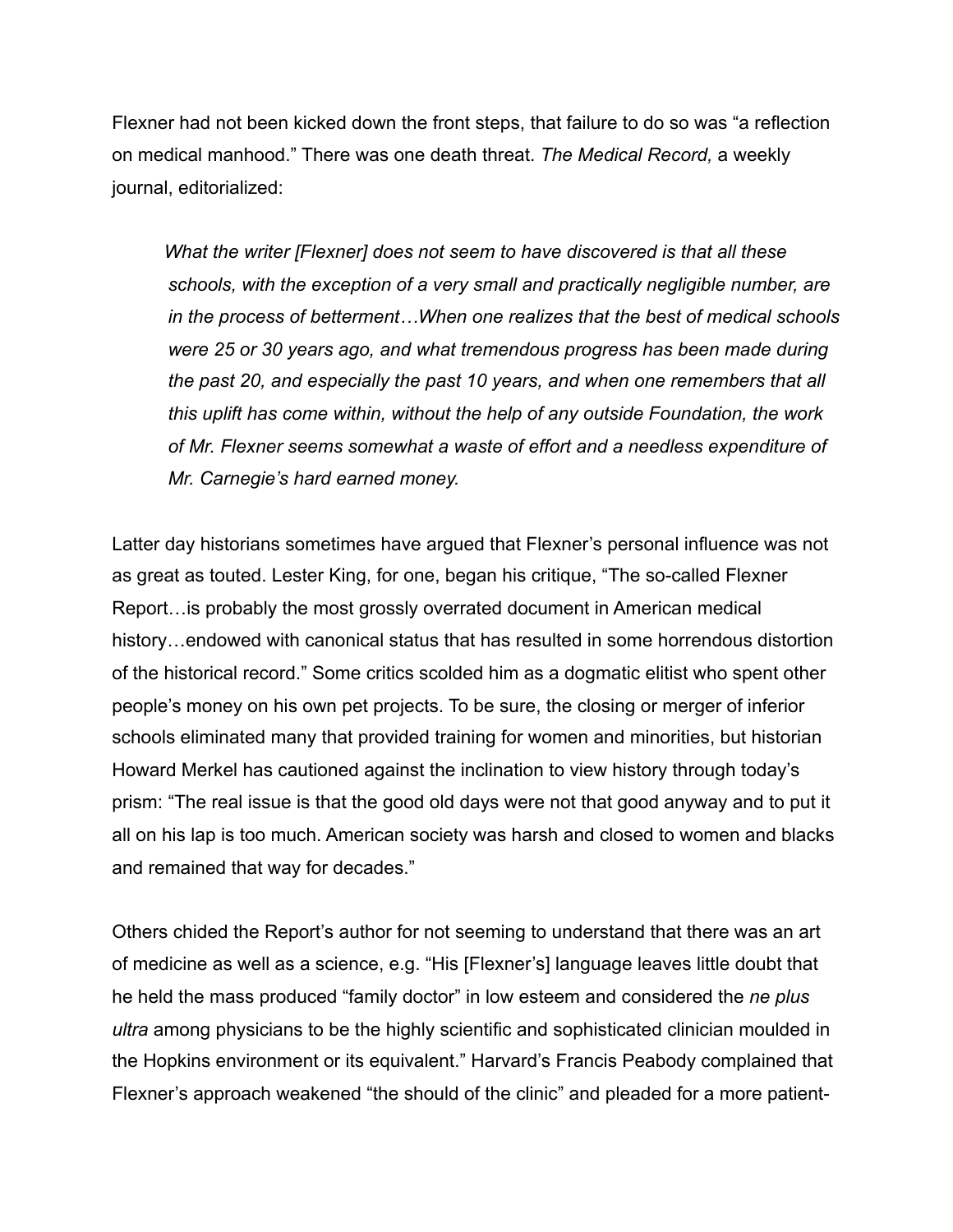Flexner had not been kicked down the front steps, that failure to do so was “a reflection on medical manhood.” There was one death threat. *The Medical Record,* a weekly journal, editorialized:

> ***What the writer [Flexner] does not seem to have discovered is that all these schools, with the exception of a very small and practically negligible number, are in the process of betterment…When one realizes that the best of medical schools were 25 or 30 years ago, and what tremendous progress has been made during the past 20, and especially the past 10 years, and when one remembers that all this uplift has come within, without the help of any outside Foundation, the work of Mr. Flexner seems somewhat a waste of effort and a needless expenditure of Mr. Carnegie’s hard earned money.***

Latter day historians sometimes have argued that Flexner’s personal influence was not as great as touted. Lester King, for one, began his critique, “The so-called Flexner Report…is probably the most grossly overrated document in American medical history…endowed with canonical status that has resulted in some horrendous distortion of the historical record.” Some critics scolded him as a dogmatic elitist who spent other people’s money on his own pet projects. To be sure, the closing or merger of inferior schools eliminated many that provided training for women and minorities, but historian Howard Merkel has cautioned against the inclination to view history through today’s prism: “The real issue is that the good old days were not that good anyway and to put it all on his lap is too much. American society was harsh and closed to women and blacks and remained that way for decades.”

Others chided the Report’s author for not seeming to understand that there was an art of medicine as well as a science, e.g. “His [Flexner’s] language leaves little doubt that he held the mass produced “family doctor” in low esteem and considered the *ne plus ultra* among physicians to be the highly scientific and sophisticated clinician moulded in the Hopkins environment or its equivalent.” Harvard’s Francis Peabody complained that Flexner’s approach weakened “the should of the clinic” and pleaded for a more patient-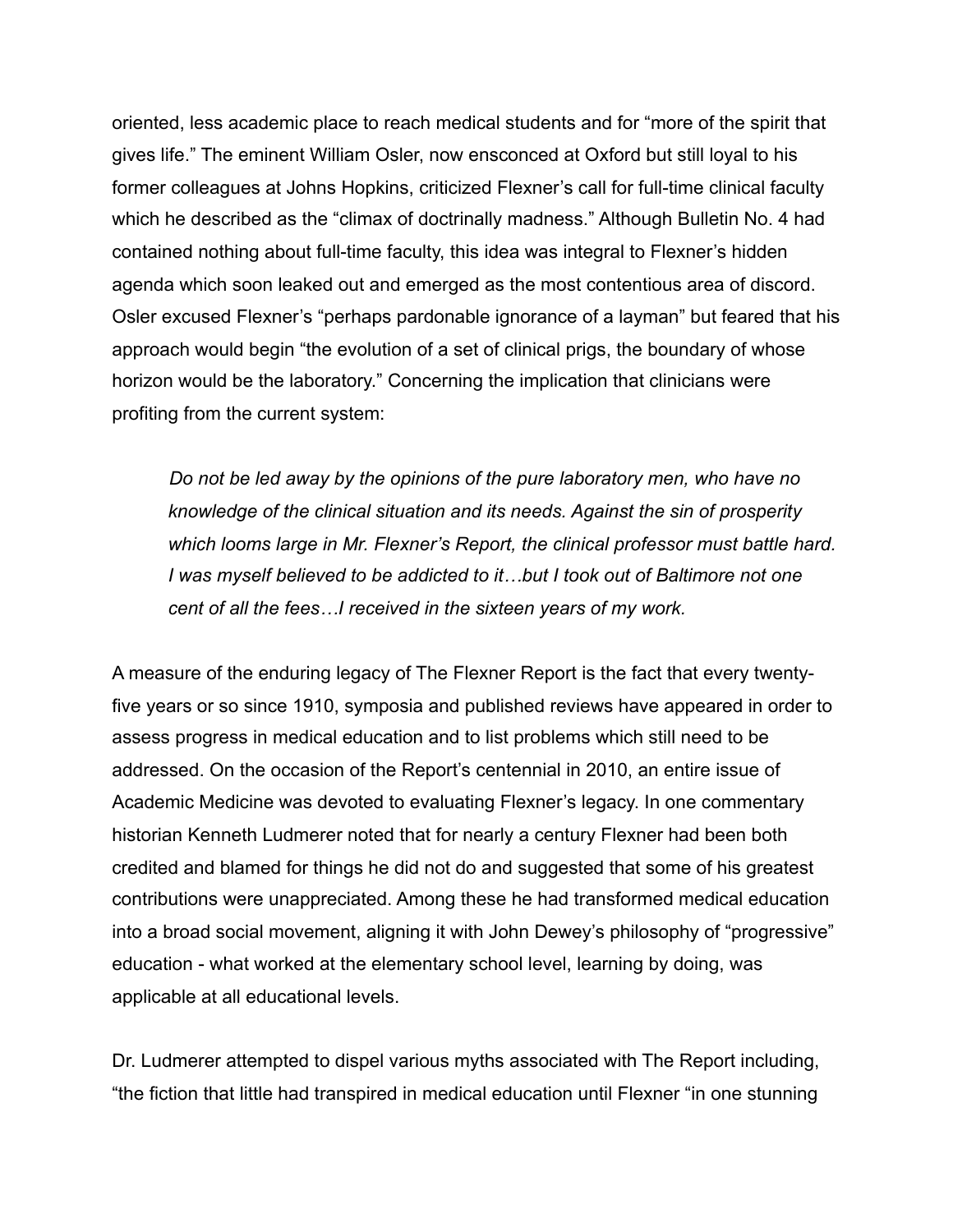oriented, less academic place to reach medical students and for "more of the spirit that gives life." The eminent William Osler, now ensconced at Oxford but still loyal to his former colleagues at Johns Hopkins, criticized Flexner's call for full-time clinical faculty which he described as the "climax of doctrinally madness." Although Bulletin No. 4 had contained nothing about full-time faculty, this idea was integral to Flexner's hidden agenda which soon leaked out and emerged as the most contentious area of discord. Osler excused Flexner's "perhaps pardonable ignorance of a layman" but feared that his approach would begin "the evolution of a set of clinical prigs, the boundary of whose horizon would be the laboratory." Concerning the implication that clinicians were profiting from the current system:

> *Do not be led away by the opinions of the pure laboratory men, who have no knowledge of the clinical situation and its needs. Against the sin of prosperity which looms large in Mr. Flexner's Report, the clinical professor must battle hard. I was myself believed to be addicted to it…but I took out of Baltimore not one cent of all the fees…I received in the sixteen years of my work.*

A measure of the enduring legacy of The Flexner Report is the fact that every twenty-five years or so since 1910, symposia and published reviews have appeared in order to assess progress in medical education and to list problems which still need to be addressed. On the occasion of the Report's centennial in 2010, an entire issue of Academic Medicine was devoted to evaluating Flexner's legacy. In one commentary historian Kenneth Ludmerer noted that for nearly a century Flexner had been both credited and blamed for things he did not do and suggested that some of his greatest contributions were unappreciated. Among these he had transformed medical education into a broad social movement, aligning it with John Dewey's philosophy of "progressive" education - what worked at the elementary school level, learning by doing, was applicable at all educational levels.

Dr. Ludmerer attempted to dispel various myths associated with The Report including, "the fiction that little had transpired in medical education until Flexner "in one stunning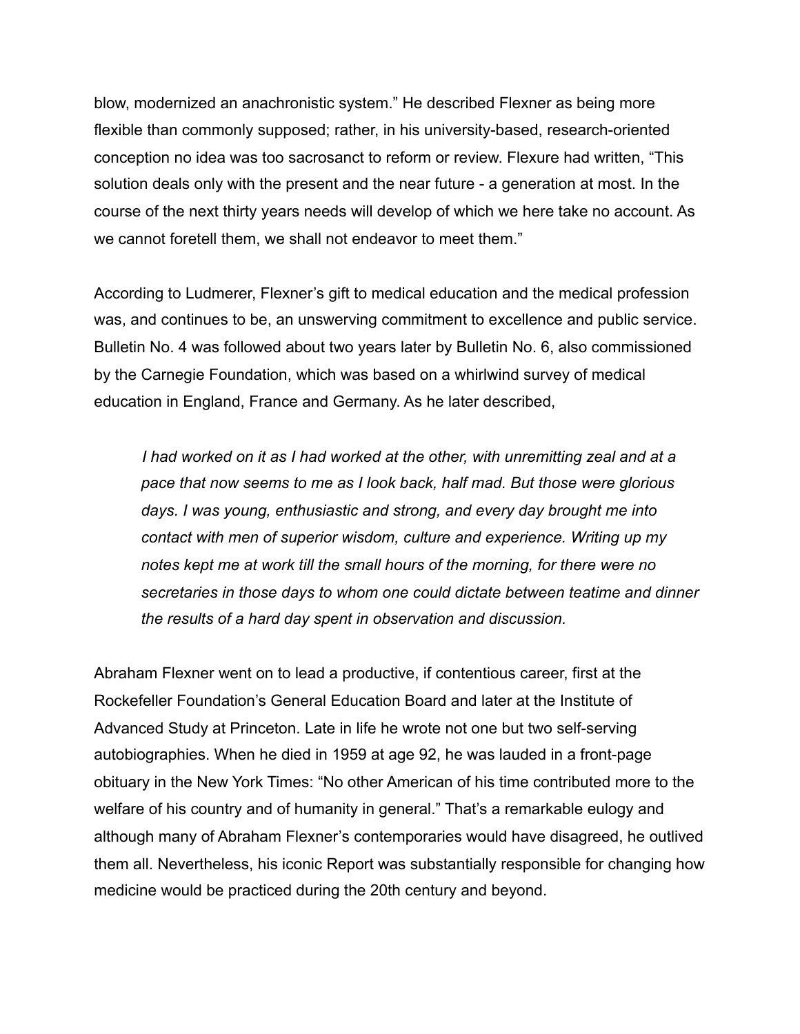blow, modernized an anachronistic system." He described Flexner as being more flexible than commonly supposed; rather, in his university-based, research-oriented conception no idea was too sacrosanct to reform or review. Flexure had written, "This solution deals only with the present and the near future - a generation at most. In the course of the next thirty years needs will develop of which we here take no account. As we cannot foretell them, we shall not endeavor to meet them."

According to Ludmerer, Flexner's gift to medical education and the medical profession was, and continues to be, an unswerving commitment to excellence and public service. Bulletin No. 4 was followed about two years later by Bulletin No. 6, also commissioned by the Carnegie Foundation, which was based on a whirlwind survey of medical education in England, France and Germany. As he later described,

> *I had worked on it as I had worked at the other, with unremitting zeal and at a pace that now seems to me as I look back, half mad. But those were glorious days. I was young, enthusiastic and strong, and every day brought me into contact with men of superior wisdom, culture and experience. Writing up my notes kept me at work till the small hours of the morning, for there were no secretaries in those days to whom one could dictate between teatime and dinner the results of a hard day spent in observation and discussion.*

Abraham Flexner went on to lead a productive, if contentious career, first at the Rockefeller Foundation's General Education Board and later at the Institute of Advanced Study at Princeton. Late in life he wrote not one but two self-serving autobiographies. When he died in 1959 at age 92, he was lauded in a front-page obituary in the New York Times: "No other American of his time contributed more to the welfare of his country and of humanity in general." That's a remarkable eulogy and although many of Abraham Flexner's contemporaries would have disagreed, he outlived them all. Nevertheless, his iconic Report was substantially responsible for changing how medicine would be practiced during the 20th century and beyond.